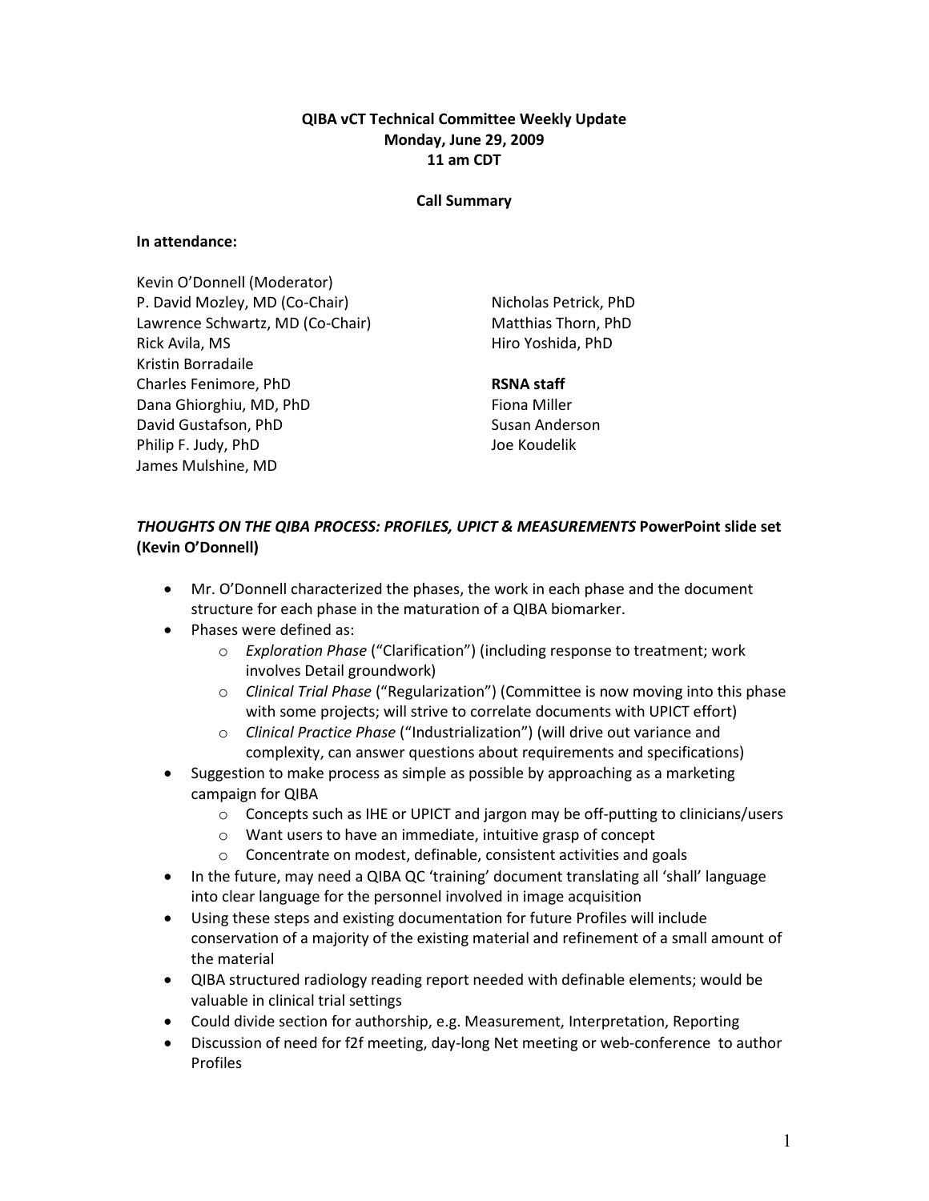**QIBA vCT Technical Committee Weekly Update**
**Monday, June 29, 2009**
**11 am CDT**

**Call Summary**

**In attendance:**

Kevin O'Donnell (Moderator)
P. David Mozley, MD (Co-Chair)
Lawrence Schwartz, MD (Co-Chair)
Rick Avila, MS
Kristin Borradaile
Charles Fenimore, PhD
Dana Ghiorghiu, MD, PhD
David Gustafson, PhD
Philip F. Judy, PhD
James Mulshine, MD
Nicholas Petrick, PhD
Matthias Thorn, PhD
Hiro Yoshida, PhD

**RSNA staff**
Fiona Miller
Susan Anderson
Joe Koudelik

### ***THOUGHTS ON THE QIBA PROCESS: PROFILES, UPICT & MEASUREMENTS*** **PowerPoint slide set (Kevin O'Donnell)**

- Mr. O'Donnell characterized the phases, the work in each phase and the document structure for each phase in the maturation of a QIBA biomarker.
- Phases were defined as:
  - *Exploration Phase* ("Clarification") (including response to treatment; work involves Detail groundwork)
  - *Clinical Trial Phase* ("Regularization") (Committee is now moving into this phase with some projects; will strive to correlate documents with UPICT effort)
  - *Clinical Practice Phase* ("Industrialization") (will drive out variance and complexity, can answer questions about requirements and specifications)
- Suggestion to make process as simple as possible by approaching as a marketing campaign for QIBA
  - Concepts such as IHE or UPICT and jargon may be off-putting to clinicians/users
  - Want users to have an immediate, intuitive grasp of concept
  - Concentrate on modest, definable, consistent activities and goals
- In the future, may need a QIBA QC 'training' document translating all 'shall' language into clear language for the personnel involved in image acquisition
- Using these steps and existing documentation for future Profiles will include conservation of a majority of the existing material and refinement of a small amount of the material
- QIBA structured radiology reading report needed with definable elements; would be valuable in clinical trial settings
- Could divide section for authorship, e.g. Measurement, Interpretation, Reporting
- Discussion of need for f2f meeting, day-long Net meeting or web-conference to author Profiles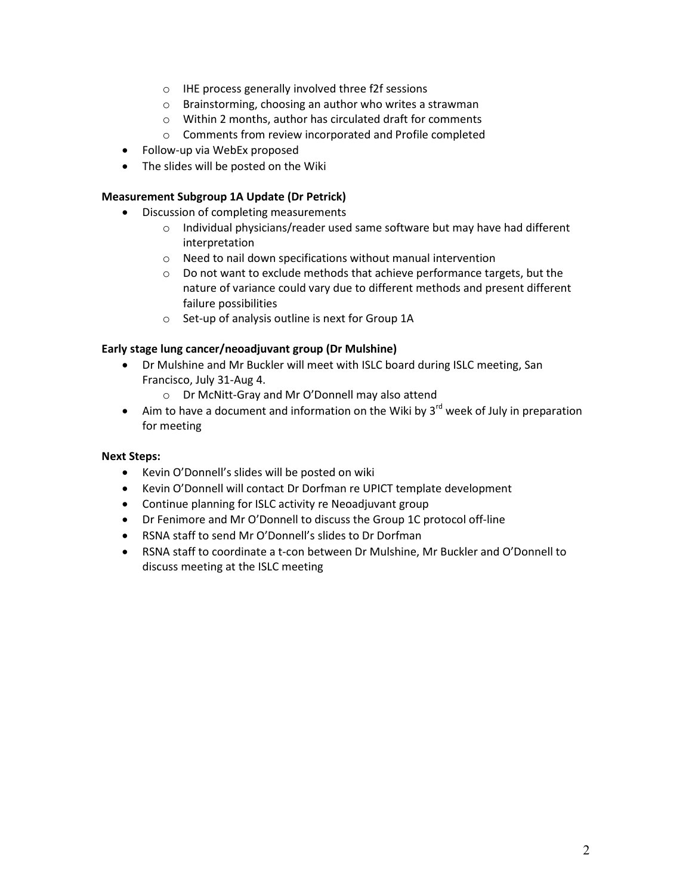- IHE process generally involved three f2f sessions
  - Brainstorming, choosing an author who writes a strawman
  - Within 2 months, author has circulated draft for comments
  - Comments from review incorporated and Profile completed
- Follow-up via WebEx proposed
- The slides will be posted on the Wiki

**Measurement Subgroup 1A Update (Dr Petrick)**

- Discussion of completing measurements
  - Individual physicians/reader used same software but may have had different interpretation
  - Need to nail down specifications without manual intervention
  - Do not want to exclude methods that achieve performance targets, but the nature of variance could vary due to different methods and present different failure possibilities
  - Set-up of analysis outline is next for Group 1A

**Early stage lung cancer/neoadjuvant group (Dr Mulshine)**

- Dr Mulshine and Mr Buckler will meet with ISLC board during ISLC meeting, San Francisco, July 31-Aug 4.
  - Dr McNitt-Gray and Mr O'Donnell may also attend
- Aim to have a document and information on the Wiki by 3rd week of July in preparation for meeting

**Next Steps:**

- Kevin O'Donnell's slides will be posted on wiki
- Kevin O'Donnell will contact Dr Dorfman re UPICT template development
- Continue planning for ISLC activity re Neoadjuvant group
- Dr Fenimore and Mr O'Donnell to discuss the Group 1C protocol off-line
- RSNA staff to send Mr O'Donnell's slides to Dr Dorfman
- RSNA staff to coordinate a t-con between Dr Mulshine, Mr Buckler and O'Donnell to discuss meeting at the ISLC meeting